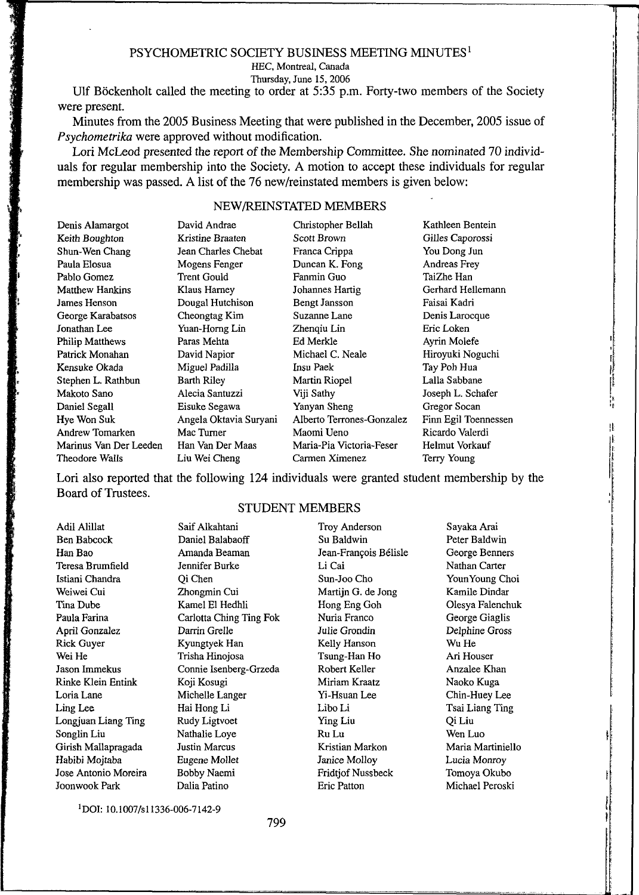# PSYCHOMETRIC SOCIETY BUSINESS MEETING MINUTES[1]

HEC, Montreal, Canada

Thursday, June 15, 2006

Ulf Böckenholt called the meeting to order at 5:35 p.m. Forty-two members of the Society were present.

Minutes from the 2005 Business Meeting that were published in the December, 2005 issue of *Psychometrika* were approved without modification.

Lori McLeod presented the report of the Membership Committee. She nominated 70 individuals for regular membership into the Society. A motion to accept these individuals for regular membership was passed. A list of the 76 new/reinstated members is given below:

## NEW/REINSTATED MEMBERS

| | | | |
|---|---|---|---|
| Denis Alamargot | David Andrae | Christopher Bellah | Kathleen Bentein |
| *Keith Boughton* | *Kristine Braaten* | *Scott Brown* | *Gilles Caporossi* |
| Shun-Wen Chang | Jean Charles Chebat | Franca Crippa | You Dong Jun |
| Paula Elosua | Mogens Fenger | Duncan K. Fong | Andreas Frey |
| Pablo Gomez | Trent Gould | Fanmin Guo | TaiZhe Han |
| Matthew Hankins | Klaus Harney | Johannes Hartig | Gerhard Hellemann |
| James Henson | Dougal Hutchison | Bengt Jansson | Faisai Kadri |
| George Karabatsos | Cheongtag Kim | Suzanne Lane | Denis Larocque |
| Jonathan Lee | Yuan-Horng Lin | Zhenqiu Lin | Eric Loken |
| Philip Matthews | Paras Mehta | Ed Merkle | Ayrin Molefe |
| Patrick Monahan | David Napier | Michael C. Neale | Hiroyuki Noguchi |
| Kensuke Okada | Miguel Padilla | Insu Paek | Tay Poh Hua |
| Stephen L. Rathbun | Barth Riley | Martin Riopel | Lalla Sabbane |
| Makoto Sano | Alecia Santuzzi | Viji Sathy | Joseph L. Schafer |
| Daniel Segall | Eisuke Segawa | Yanyan Sheng | Gregor Socan |
| Hye Won Suk | Angela Oktavia Suryani | Alberto Terrones-Gonzalez | Finn Egil Toennessen |
| Andrew Tomarken | Mac Turner | Maomi Ueno | Ricardo Valerdi |
| Marinus Van Der Leeden | Han Van Der Maas | Maria-Pia Victoria-Feser | Helmut Vorkauf |
| Theodore Walls | Liu Wei Cheng | Carmen Ximenez | Terry Young |

Lori also reported that the following 124 individuals were granted student membership by the Board of Trustees.

## STUDENT MEMBERS

| | | | |
|---|---|---|---|
| Adil Alillat | Saif Alkahtani | Troy Anderson | Sayaka Arai |
| Ben Babcock | Daniel Balabaoff | Su Baldwin | Peter Baldwin |
| Han Bao | Amanda Beaman | Jean-François Bélisle | George Benners |
| Teresa Brumfield | Jennifer Burke | Li Cai | Nathan Carter |
| Istiani Chandra | Qi Chen | Sun-Joo Cho | YounYoung Choi |
| Weiwei Cui | Zhongmin Cui | Martijn G. de Jong | Kamile Dindar |
| Tina Dube | Kamel El Hedhli | Hong Eng Goh | Olesya Falenchuk |
| Paula Farina | Carlotta Ching Ting Fok | Nuria Franco | George Giaglis |
| April Gonzalez | Darrin Grelle | Julie Grondin | Delphine Gross |
| Rick Guyer | Kyungtyek Han | Kelly Hanson | Wu He |
| Wei He | Trisha Hinojosa | Tsung-Han Ho | Ari Houser |
| Jason Immekus | Connie Isenberg-Grzeda | Robert Keller | Anzalee Khan |
| Rinke Klein Entink | Koji Kosugi | Miriam Kraatz | Naoko Kuga |
| Loria Lane | Michelle Langer | Yi-Hsuan Lee | Chin-Huey Lee |
| Ling Lee | Hai Hong Li | Libo Li | Tsai Liang Ting |
| Longjuan Liang Ting | Rudy Ligtvoet | Ying Liu | Qi Liu |
| Songlin Liu | Nathalie Loye | Ru Lu | Wen Luo |
| Girish Mallapragada | Justin Marcus | Kristian Markon | Maria Martiniello |
| Habibi Mojtaba | Eugene Mollet | Janice Molloy | Lucia Monroy |
| Jose Antonio Moreira | Bobby Naemi | Fridtjof Nussbeck | Tomoya Okubo |
| Joonwook Park | Dalia Patino | Eric Patton | Michael Peroski |

[1]DOI: 10.1007/s11336-006-7142-9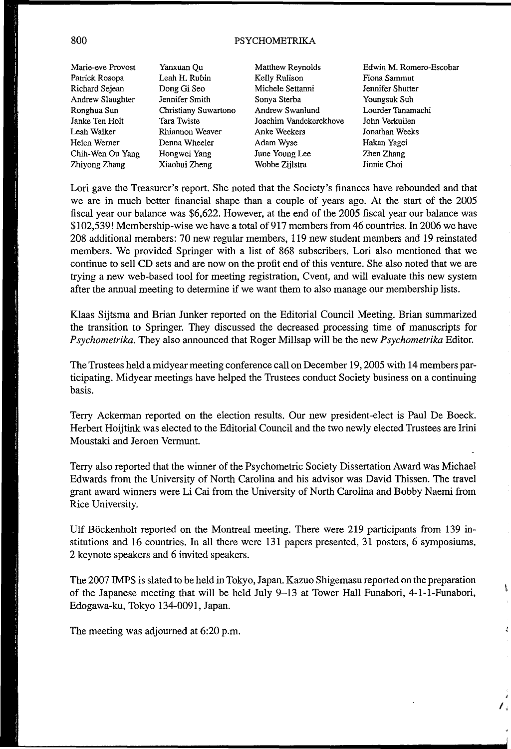| | | | |
|---|---|---|---|
| Marie-eve Provost | Yanxuan Qu | Matthew Reynolds | Edwin M. Romero-Escobar |
| Patrick Rosopa | Leah H. Rubin | Kelly Rulison | Fiona Sammut |
| Richard Sejean | Dong Gi Seo | Michele Settanni | Jennifer Shutter |
| Andrew Slaughter | Jennifer Smith | Sonya Sterba | Youngsuk Suh |
| Ronghua Sun | Christiany Suwartono | Andrew Swanlund | Lourder Tanamachi |
| Janke Ten Holt | Tara Twiste | Joachim Vandekerckhove | John Verkuilen |
| Leah Walker | Rhiannon Weaver | Anke Weekers | Jonathan Weeks |
| Helen Werner | Denna Wheeler | Adam Wyse | Hakan Yagci |
| Chih-Wen Ou Yang | Hongwei Yang | June Young Lee | Zhen Zhang |
| Zhiyong Zhang | Xiaohui Zheng | Wobbe Zijlstra | Jinnie Choi |

Lori gave the Treasurer's report. She noted that the Society's finances have rebounded and that we are in much better financial shape than a couple of years ago. At the start of the 2005 fiscal year our balance was $6,622. However, at the end of the 2005 fiscal year our balance was $102,539! Membership-wise we have a total of 917 members from 46 countries. In 2006 we have 208 additional members: 70 new regular members, 119 new student members and 19 reinstated members. We provided Springer with a list of 868 subscribers. Lori also mentioned that we continue to sell CD sets and are now on the profit end of this venture. She also noted that we are trying a new web-based tool for meeting registration, Cvent, and will evaluate this new system after the annual meeting to determine if we want them to also manage our membership lists.

Klaas Sijtsma and Brian Junker reported on the Editorial Council Meeting. Brian summarized the transition to Springer. They discussed the decreased processing time of manuscripts for *Psychometrika*. They also announced that Roger Millsap will be the new *Psychometrika* Editor.

The Trustees held a midyear meeting conference call on December 19, 2005 with 14 members participating. Midyear meetings have helped the Trustees conduct Society business on a continuing basis.

Terry Ackerman reported on the election results. Our new president-elect is Paul De Boeck. Herbert Hoijtink was elected to the Editorial Council and the two newly elected Trustees are Irini Moustaki and Jeroen Vermunt.

Terry also reported that the winner of the Psychometric Society Dissertation Award was Michael Edwards from the University of North Carolina and his advisor was David Thissen. The travel grant award winners were Li Cai from the University of North Carolina and Bobby Naemi from Rice University.

Ulf Böckenholt reported on the Montreal meeting. There were 219 participants from 139 institutions and 16 countries. In all there were 131 papers presented, 31 posters, 6 symposiums, 2 keynote speakers and 6 invited speakers.

The 2007 IMPS is slated to be held in Tokyo, Japan. Kazuo Shigemasu reported on the preparation of the Japanese meeting that will be held July 9–13 at Tower Hall Funabori, 4-1-1-Funabori, Edogawa-ku, Tokyo 134-0091, Japan.

The meeting was adjourned at 6:20 p.m.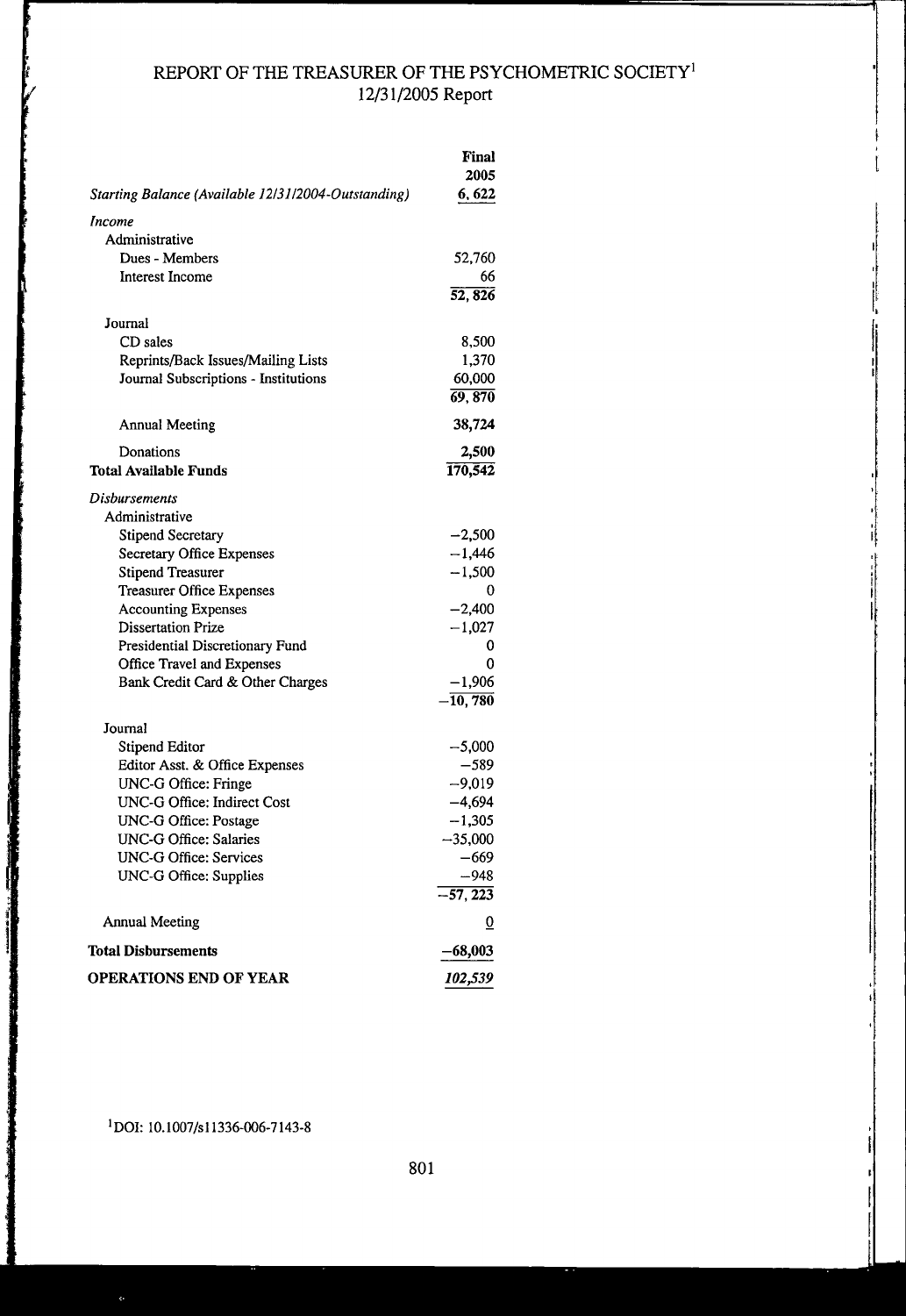# REPORT OF THE TREASURER OF THE PSYCHOMETRIC SOCIETY[1]

12/31/2005 Report

| | Final 2005 |
|---|---|
| *Starting Balance (Available 12/31/2004-Outstanding)* | 6, 622 |
| *Income* | |
| Administrative | |
| Dues - Members | 52,760 |
| Interest Income | 66 |
| | 52, 826 |
| Journal | |
| CD sales | 8,500 |
| Reprints/Back Issues/Mailing Lists | 1,370 |
| Journal Subscriptions - Institutions | 60,000 |
| | 69, 870 |
| Annual Meeting | **38,724** |
| Donations | **2,500** |
| **Total Available Funds** | **170,542** |
| *Disbursements* | |
| Administrative | |
| Stipend Secretary | −2,500 |
| Secretary Office Expenses | −1,446 |
| Stipend Treasurer | −1,500 |
| Treasurer Office Expenses | 0 |
| Accounting Expenses | −2,400 |
| Dissertation Prize | −1,027 |
| Presidential Discretionary Fund | 0 |
| Office Travel and Expenses | 0 |
| Bank Credit Card & Other Charges | −1,906 |
| | −10, 780 |
| Journal | |
| Stipend Editor | −5,000 |
| Editor Asst. & Office Expenses | −589 |
| UNC-G Office: Fringe | −9,019 |
| UNC-G Office: Indirect Cost | −4,694 |
| UNC-G Office: Postage | −1,305 |
| UNC-G Office: Salaries | −35,000 |
| UNC-G Office: Services | −669 |
| UNC-G Office: Supplies | −948 |
| | −57, 223 |
| Annual Meeting | 0 |
| **Total Disbursements** | **−68,003** |
| **OPERATIONS END OF YEAR** | ***102,539*** |

[1] DOI: 10.1007/s11336-006-7143-8